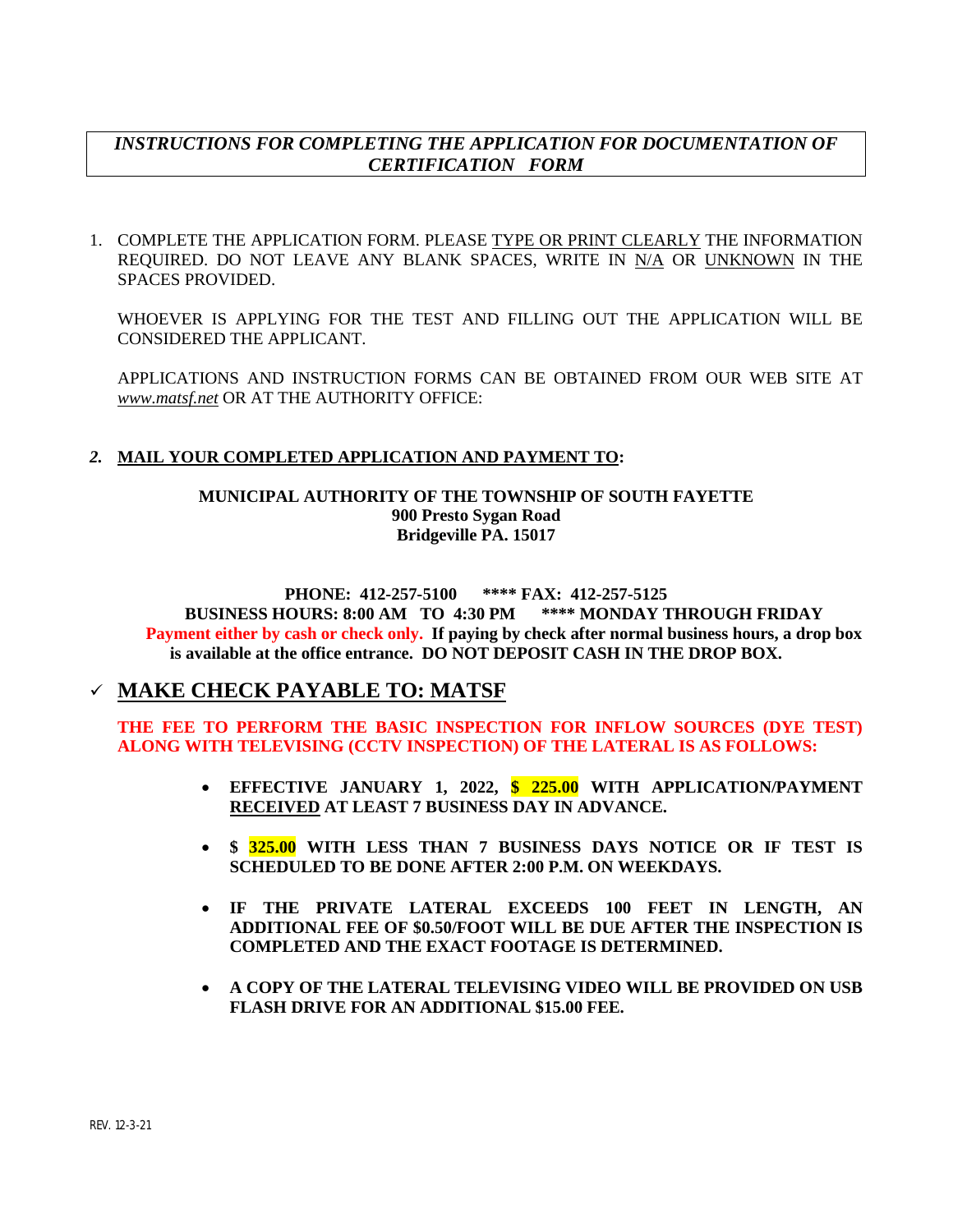# *INSTRUCTIONS FOR COMPLETING THE APPLICATION FOR DOCUMENTATION OF CERTIFICATION FORM*

1. COMPLETE THE APPLICATION FORM. PLEASE TYPE OR PRINT CLEARLY THE INFORMATION REQUIRED. DO NOT LEAVE ANY BLANK SPACES, WRITE IN N/A OR UNKNOWN IN THE SPACES PROVIDED.

   WHOEVER IS APPLYING FOR THE TEST AND FILLING OUT THE APPLICATION WILL BE CONSIDERED THE APPLICANT.

   APPLICATIONS AND INSTRUCTION FORMS CAN BE OBTAINED FROM OUR WEB SITE AT *www.matsf.net* OR AT THE AUTHORITY OFFICE:

2. **MAIL YOUR COMPLETED APPLICATION AND PAYMENT TO:**

**MUNICIPAL AUTHORITY OF THE TOWNSHIP OF SOUTH FAYETTE**
**900 Presto Sygan Road**
**Bridgeville PA. 15017**

**PHONE: 412-257-5100 **** FAX: 412-257-5125**
**BUSINESS HOURS: 8:00 AM TO 4:30 PM **** MONDAY THROUGH FRIDAY**
**Payment either by cash or check only. If paying by check after normal business hours, a drop box is available at the office entrance. DO NOT DEPOSIT CASH IN THE DROP BOX.**

## ✓ MAKE CHECK PAYABLE TO: MATSF

**THE FEE TO PERFORM THE BASIC INSPECTION FOR INFLOW SOURCES (DYE TEST) ALONG WITH TELEVISING (CCTV INSPECTION) OF THE LATERAL IS AS FOLLOWS:**

- **EFFECTIVE JANUARY 1, 2022, $ 225.00 WITH APPLICATION/PAYMENT RECEIVED AT LEAST 7 BUSINESS DAY IN ADVANCE.**
- **$ 325.00 WITH LESS THAN 7 BUSINESS DAYS NOTICE OR IF TEST IS SCHEDULED TO BE DONE AFTER 2:00 P.M. ON WEEKDAYS.**
- **IF THE PRIVATE LATERAL EXCEEDS 100 FEET IN LENGTH, AN ADDITIONAL FEE OF $0.50/FOOT WILL BE DUE AFTER THE INSPECTION IS COMPLETED AND THE EXACT FOOTAGE IS DETERMINED.**
- **A COPY OF THE LATERAL TELEVISING VIDEO WILL BE PROVIDED ON USB FLASH DRIVE FOR AN ADDITIONAL $15.00 FEE.**

REV. 12-3-21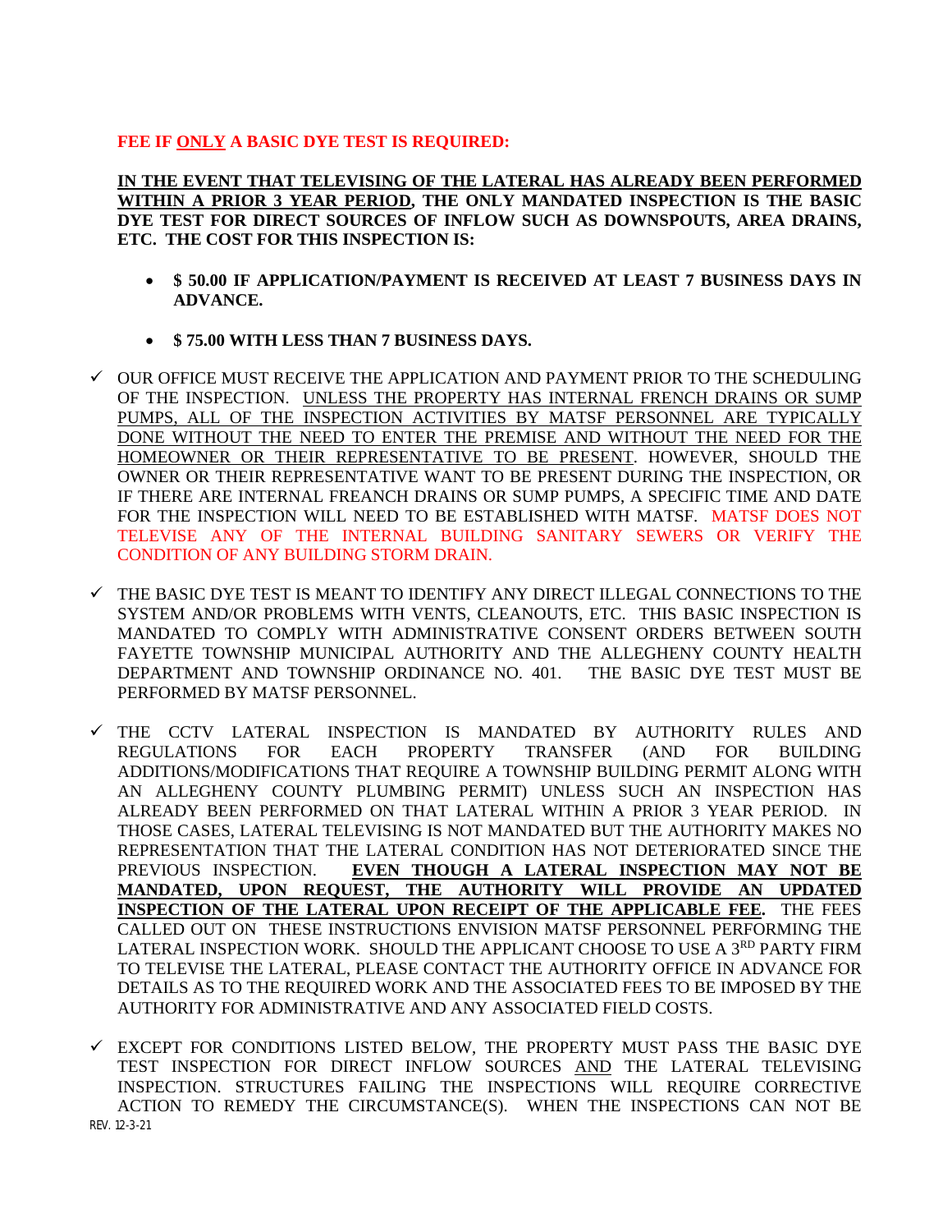**FEE IF <u>ONLY</u> A BASIC DYE TEST IS REQUIRED:**

**<u>IN THE EVENT THAT TELEVISING OF THE LATERAL HAS ALREADY BEEN PERFORMED WITHIN A PRIOR 3 YEAR PERIOD</u>, THE ONLY MANDATED INSPECTION IS THE BASIC DYE TEST FOR DIRECT SOURCES OF INFLOW SUCH AS DOWNSPOUTS, AREA DRAINS, ETC. THE COST FOR THIS INSPECTION IS:**

- **$ 50.00 IF APPLICATION/PAYMENT IS RECEIVED AT LEAST 7 BUSINESS DAYS IN ADVANCE.**
- **$ 75.00 WITH LESS THAN 7 BUSINESS DAYS.**

✓ OUR OFFICE MUST RECEIVE THE APPLICATION AND PAYMENT PRIOR TO THE SCHEDULING OF THE INSPECTION. <u>UNLESS THE PROPERTY HAS INTERNAL FRENCH DRAINS OR SUMP PUMPS, ALL OF THE INSPECTION ACTIVITIES BY MATSF PERSONNEL ARE TYPICALLY DONE WITHOUT THE NEED TO ENTER THE PREMISE AND WITHOUT THE NEED FOR THE HOMEOWNER OR THEIR REPRESENTATIVE TO BE PRESENT</u>. HOWEVER, SHOULD THE OWNER OR THEIR REPRESENTATIVE WANT TO BE PRESENT DURING THE INSPECTION, OR IF THERE ARE INTERNAL FREANCH DRAINS OR SUMP PUMPS, A SPECIFIC TIME AND DATE FOR THE INSPECTION WILL NEED TO BE ESTABLISHED WITH MATSF. MATSF DOES NOT TELEVISE ANY OF THE INTERNAL BUILDING SANITARY SEWERS OR VERIFY THE CONDITION OF ANY BUILDING STORM DRAIN.

✓ THE BASIC DYE TEST IS MEANT TO IDENTIFY ANY DIRECT ILLEGAL CONNECTIONS TO THE SYSTEM AND/OR PROBLEMS WITH VENTS, CLEANOUTS, ETC. THIS BASIC INSPECTION IS MANDATED TO COMPLY WITH ADMINISTRATIVE CONSENT ORDERS BETWEEN SOUTH FAYETTE TOWNSHIP MUNICIPAL AUTHORITY AND THE ALLEGHENY COUNTY HEALTH DEPARTMENT AND TOWNSHIP ORDINANCE NO. 401. THE BASIC DYE TEST MUST BE PERFORMED BY MATSF PERSONNEL.

✓ THE CCTV LATERAL INSPECTION IS MANDATED BY AUTHORITY RULES AND REGULATIONS FOR EACH PROPERTY TRANSFER (AND FOR BUILDING ADDITIONS/MODIFICATIONS THAT REQUIRE A TOWNSHIP BUILDING PERMIT ALONG WITH AN ALLEGHENY COUNTY PLUMBING PERMIT) UNLESS SUCH AN INSPECTION HAS ALREADY BEEN PERFORMED ON THAT LATERAL WITHIN A PRIOR 3 YEAR PERIOD. IN THOSE CASES, LATERAL TELEVISING IS NOT MANDATED BUT THE AUTHORITY MAKES NO REPRESENTATION THAT THE LATERAL CONDITION HAS NOT DETERIORATED SINCE THE PREVIOUS INSPECTION. **<u>EVEN THOUGH A LATERAL INSPECTION MAY NOT BE MANDATED, UPON REQUEST, THE AUTHORITY WILL PROVIDE AN UPDATED INSPECTION OF THE LATERAL UPON RECEIPT OF THE APPLICABLE FEE</u>.** THE FEES CALLED OUT ON THESE INSTRUCTIONS ENVISION MATSF PERSONNEL PERFORMING THE LATERAL INSPECTION WORK. SHOULD THE APPLICANT CHOOSE TO USE A 3RD PARTY FIRM TO TELEVISE THE LATERAL, PLEASE CONTACT THE AUTHORITY OFFICE IN ADVANCE FOR DETAILS AS TO THE REQUIRED WORK AND THE ASSOCIATED FEES TO BE IMPOSED BY THE AUTHORITY FOR ADMINISTRATIVE AND ANY ASSOCIATED FIELD COSTS.

✓ EXCEPT FOR CONDITIONS LISTED BELOW, THE PROPERTY MUST PASS THE BASIC DYE TEST INSPECTION FOR DIRECT INFLOW SOURCES <u>AND</u> THE LATERAL TELEVISING INSPECTION. STRUCTURES FAILING THE INSPECTIONS WILL REQUIRE CORRECTIVE ACTION TO REMEDY THE CIRCUMSTANCE(S). WHEN THE INSPECTIONS CAN NOT BE

REV. 12-3-21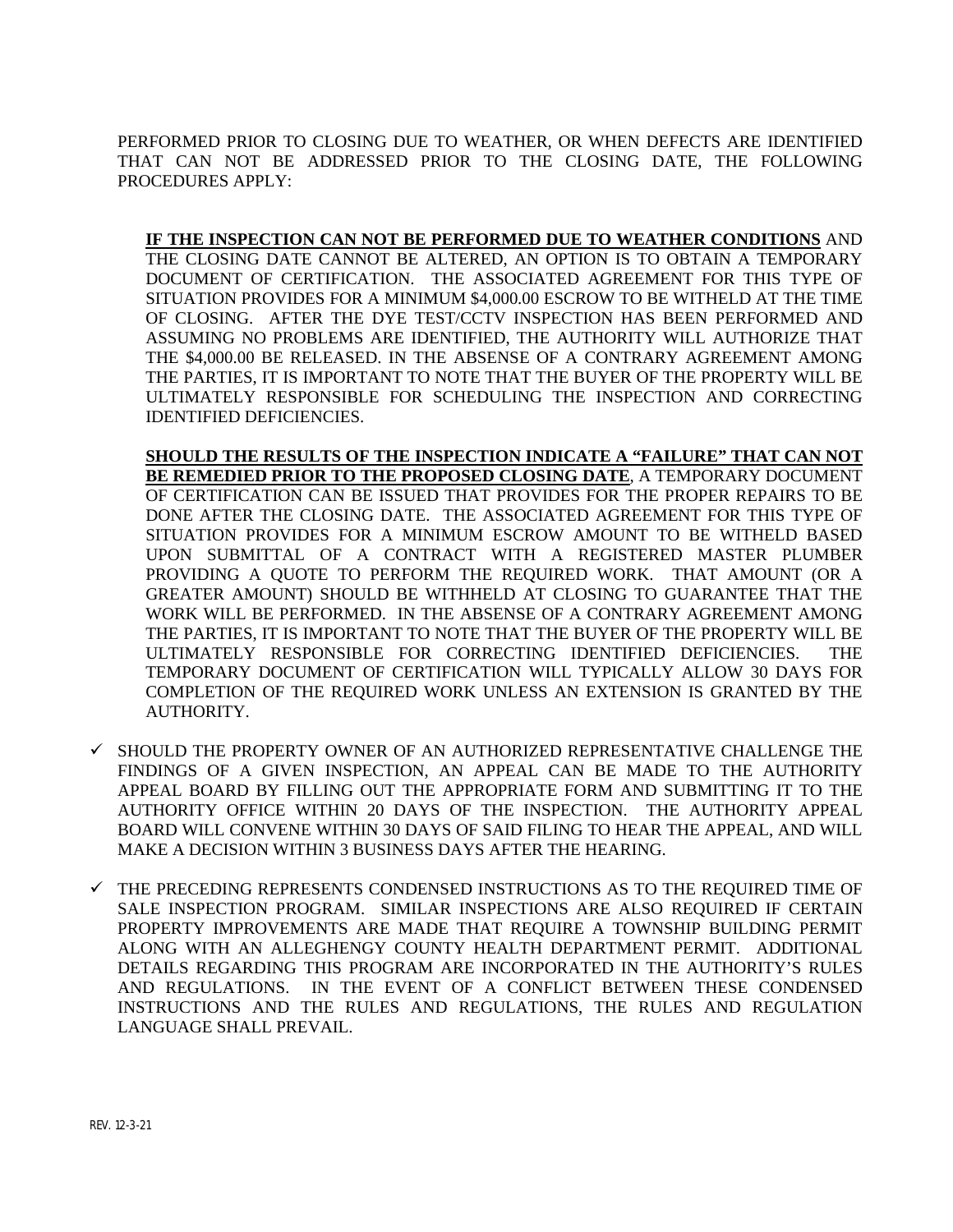PERFORMED PRIOR TO CLOSING DUE TO WEATHER, OR WHEN DEFECTS ARE IDENTIFIED THAT CAN NOT BE ADDRESSED PRIOR TO THE CLOSING DATE, THE FOLLOWING PROCEDURES APPLY:

**IF THE INSPECTION CAN NOT BE PERFORMED DUE TO WEATHER CONDITIONS** AND THE CLOSING DATE CANNOT BE ALTERED, AN OPTION IS TO OBTAIN A TEMPORARY DOCUMENT OF CERTIFICATION. THE ASSOCIATED AGREEMENT FOR THIS TYPE OF SITUATION PROVIDES FOR A MINIMUM $4,000.00 ESCROW TO BE WITHELD AT THE TIME OF CLOSING. AFTER THE DYE TEST/CCTV INSPECTION HAS BEEN PERFORMED AND ASSUMING NO PROBLEMS ARE IDENTIFIED, THE AUTHORITY WILL AUTHORIZE THAT THE $4,000.00 BE RELEASED. IN THE ABSENSE OF A CONTRARY AGREEMENT AMONG THE PARTIES, IT IS IMPORTANT TO NOTE THAT THE BUYER OF THE PROPERTY WILL BE ULTIMATELY RESPONSIBLE FOR SCHEDULING THE INSPECTION AND CORRECTING IDENTIFIED DEFICIENCIES.

**SHOULD THE RESULTS OF THE INSPECTION INDICATE A "FAILURE" THAT CAN NOT BE REMEDIED PRIOR TO THE PROPOSED CLOSING DATE**, A TEMPORARY DOCUMENT OF CERTIFICATION CAN BE ISSUED THAT PROVIDES FOR THE PROPER REPAIRS TO BE DONE AFTER THE CLOSING DATE. THE ASSOCIATED AGREEMENT FOR THIS TYPE OF SITUATION PROVIDES FOR A MINIMUM ESCROW AMOUNT TO BE WITHELD BASED UPON SUBMITTAL OF A CONTRACT WITH A REGISTERED MASTER PLUMBER PROVIDING A QUOTE TO PERFORM THE REQUIRED WORK. THAT AMOUNT (OR A GREATER AMOUNT) SHOULD BE WITHHELD AT CLOSING TO GUARANTEE THAT THE WORK WILL BE PERFORMED. IN THE ABSENSE OF A CONTRARY AGREEMENT AMONG THE PARTIES, IT IS IMPORTANT TO NOTE THAT THE BUYER OF THE PROPERTY WILL BE ULTIMATELY RESPONSIBLE FOR CORRECTING IDENTIFIED DEFICIENCIES. THE TEMPORARY DOCUMENT OF CERTIFICATION WILL TYPICALLY ALLOW 30 DAYS FOR COMPLETION OF THE REQUIRED WORK UNLESS AN EXTENSION IS GRANTED BY THE AUTHORITY.

- ✓ SHOULD THE PROPERTY OWNER OF AN AUTHORIZED REPRESENTATIVE CHALLENGE THE FINDINGS OF A GIVEN INSPECTION, AN APPEAL CAN BE MADE TO THE AUTHORITY APPEAL BOARD BY FILLING OUT THE APPROPRIATE FORM AND SUBMITTING IT TO THE AUTHORITY OFFICE WITHIN 20 DAYS OF THE INSPECTION. THE AUTHORITY APPEAL BOARD WILL CONVENE WITHIN 30 DAYS OF SAID FILING TO HEAR THE APPEAL, AND WILL MAKE A DECISION WITHIN 3 BUSINESS DAYS AFTER THE HEARING.

- ✓ THE PRECEDING REPRESENTS CONDENSED INSTRUCTIONS AS TO THE REQUIRED TIME OF SALE INSPECTION PROGRAM. SIMILAR INSPECTIONS ARE ALSO REQUIRED IF CERTAIN PROPERTY IMPROVEMENTS ARE MADE THAT REQUIRE A TOWNSHIP BUILDING PERMIT ALONG WITH AN ALLEGHENGY COUNTY HEALTH DEPARTMENT PERMIT. ADDITIONAL DETAILS REGARDING THIS PROGRAM ARE INCORPORATED IN THE AUTHORITY'S RULES AND REGULATIONS. IN THE EVENT OF A CONFLICT BETWEEN THESE CONDENSED INSTRUCTIONS AND THE RULES AND REGULATIONS, THE RULES AND REGULATION LANGUAGE SHALL PREVAIL.

REV. 12-3-21